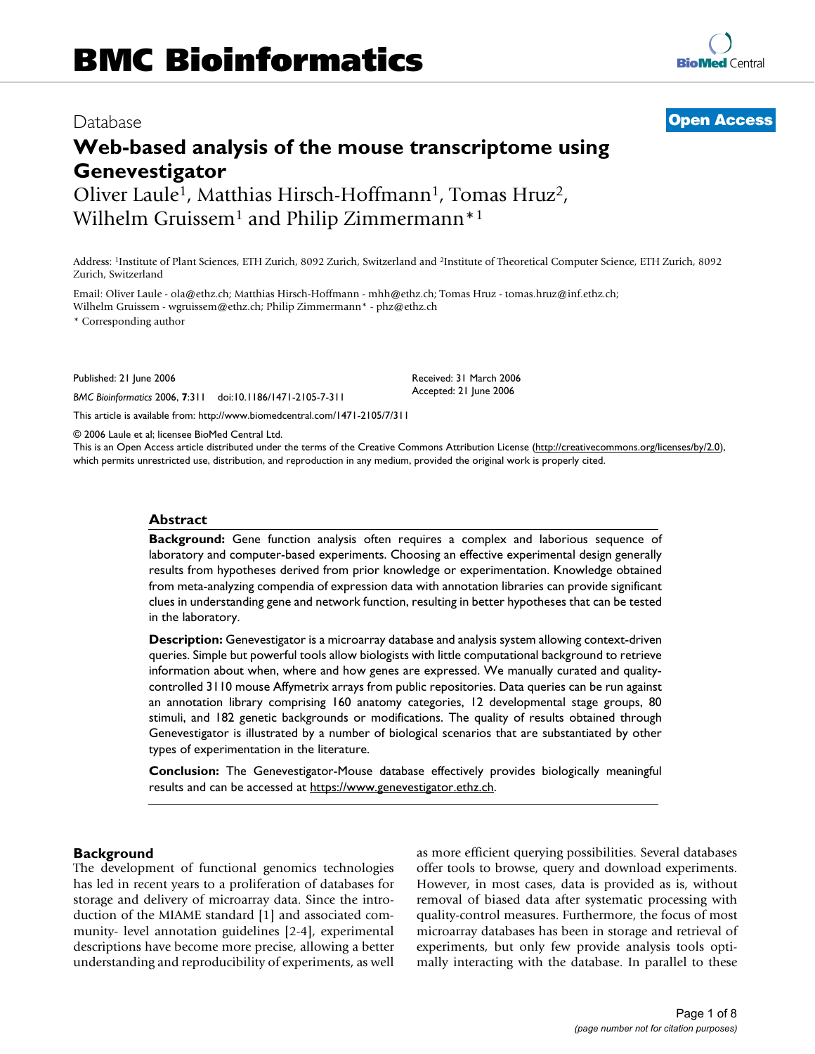# Web-based analysis of the mouse transcriptome using Genevestigator

Database

**Open Access**

Oliver Laule[1], Matthias Hirsch-Hoffmann[1], Tomas Hruz[2], Wilhelm Gruissem[1] and Philip Zimmermann*[1]

Address: [1]Institute of Plant Sciences, ETH Zurich, 8092 Zurich, Switzerland and [2]Institute of Theoretical Computer Science, ETH Zurich, 8092 Zurich, Switzerland

Email: Oliver Laule - ola@ethz.ch; Matthias Hirsch-Hoffmann - mhh@ethz.ch; Tomas Hruz - tomas.hruz@inf.ethz.ch; Wilhelm Gruissem - wgruissem@ethz.ch; Philip Zimmermann* - phz@ethz.ch

\* Corresponding author

Published: 21 June 2006

*BMC Bioinformatics* 2006, **7**:311 doi:10.1186/1471-2105-7-311

Received: 31 March 2006
Accepted: 21 June 2006

This article is available from: http://www.biomedcentral.com/1471-2105/7/311

© 2006 Laule et al; licensee BioMed Central Ltd.

This is an Open Access article distributed under the terms of the Creative Commons Attribution License (http://creativecommons.org/licenses/by/2.0), which permits unrestricted use, distribution, and reproduction in any medium, provided the original work is properly cited.

## Abstract

**Background:** Gene function analysis often requires a complex and laborious sequence of laboratory and computer-based experiments. Choosing an effective experimental design generally results from hypotheses derived from prior knowledge or experimentation. Knowledge obtained from meta-analyzing compendia of expression data with annotation libraries can provide significant clues in understanding gene and network function, resulting in better hypotheses that can be tested in the laboratory.

**Description:** Genevestigator is a microarray database and analysis system allowing context-driven queries. Simple but powerful tools allow biologists with little computational background to retrieve information about when, where and how genes are expressed. We manually curated and quality-controlled 3110 mouse Affymetrix arrays from public repositories. Data queries can be run against an annotation library comprising 160 anatomy categories, 12 developmental stage groups, 80 stimuli, and 182 genetic backgrounds or modifications. The quality of results obtained through Genevestigator is illustrated by a number of biological scenarios that are substantiated by other types of experimentation in the literature.

**Conclusion:** The Genevestigator-Mouse database effectively provides biologically meaningful results and can be accessed at https://www.genevestigator.ethz.ch.

## Background

The development of functional genomics technologies has led in recent years to a proliferation of databases for storage and delivery of microarray data. Since the introduction of the MIAME standard [1] and associated community- level annotation guidelines [2-4], experimental descriptions have become more precise, allowing a better understanding and reproducibility of experiments, as well as more efficient querying possibilities. Several databases offer tools to browse, query and download experiments. However, in most cases, data is provided as is, without removal of biased data after systematic processing with quality-control measures. Furthermore, the focus of most microarray databases has been in storage and retrieval of experiments, but only few provide analysis tools optimally interacting with the database. In parallel to these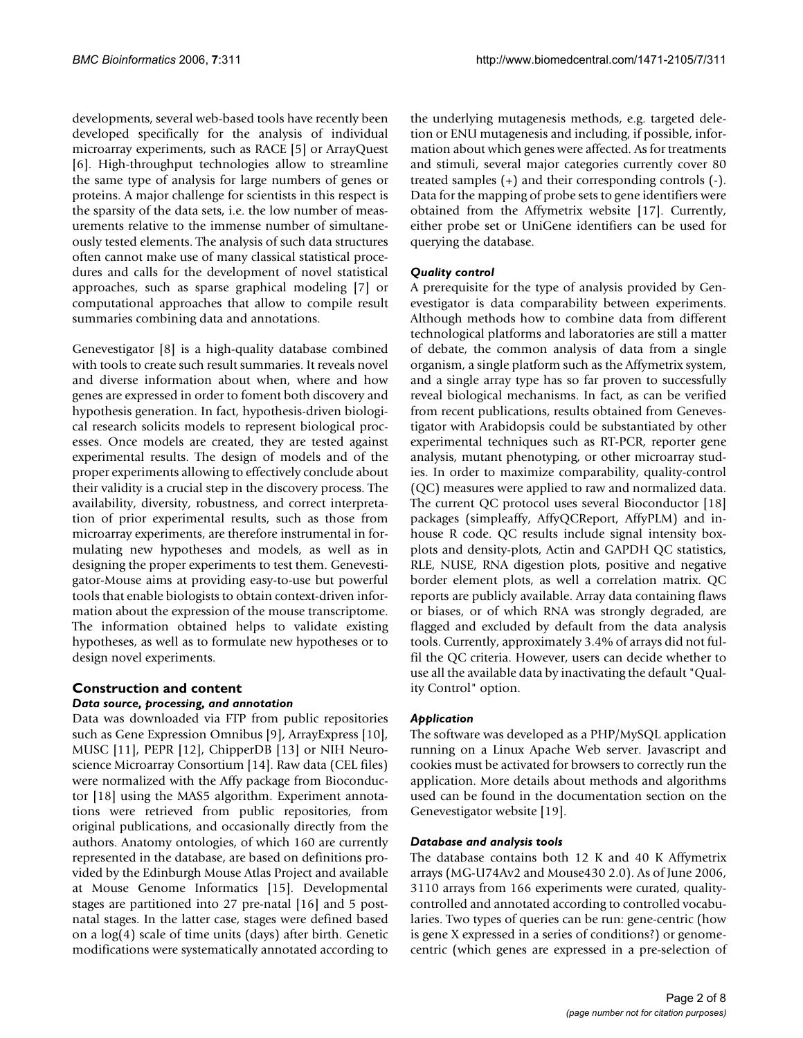developments, several web-based tools have recently been developed specifically for the analysis of individual microarray experiments, such as RACE [5] or ArrayQuest [6]. High-throughput technologies allow to streamline the same type of analysis for large numbers of genes or proteins. A major challenge for scientists in this respect is the sparsity of the data sets, i.e. the low number of measurements relative to the immense number of simultaneously tested elements. The analysis of such data structures often cannot make use of many classical statistical procedures and calls for the development of novel statistical approaches, such as sparse graphical modeling [7] or computational approaches that allow to compile result summaries combining data and annotations.

Genevestigator [8] is a high-quality database combined with tools to create such result summaries. It reveals novel and diverse information about when, where and how genes are expressed in order to foment both discovery and hypothesis generation. In fact, hypothesis-driven biological research solicits models to represent biological processes. Once models are created, they are tested against experimental results. The design of models and of the proper experiments allowing to effectively conclude about their validity is a crucial step in the discovery process. The availability, diversity, robustness, and correct interpretation of prior experimental results, such as those from microarray experiments, are therefore instrumental in formulating new hypotheses and models, as well as in designing the proper experiments to test them. Genevestigator-Mouse aims at providing easy-to-use but powerful tools that enable biologists to obtain context-driven information about the expression of the mouse transcriptome. The information obtained helps to validate existing hypotheses, as well as to formulate new hypotheses or to design novel experiments.

## Construction and content

### *Data source, processing, and annotation*

Data was downloaded via FTP from public repositories such as Gene Expression Omnibus [9], ArrayExpress [10], MUSC [11], PEPR [12], ChipperDB [13] or NIH Neuroscience Microarray Consortium [14]. Raw data (CEL files) were normalized with the Affy package from Bioconductor [18] using the MAS5 algorithm. Experiment annotations were retrieved from public repositories, from original publications, and occasionally directly from the authors. Anatomy ontologies, of which 160 are currently represented in the database, are based on definitions provided by the Edinburgh Mouse Atlas Project and available at Mouse Genome Informatics [15]. Developmental stages are partitioned into 27 pre-natal [16] and 5 post-natal stages. In the latter case, stages were defined based on a log(4) scale of time units (days) after birth. Genetic modifications were systematically annotated according to the underlying mutagenesis methods, e.g. targeted deletion or ENU mutagenesis and including, if possible, information about which genes were affected. As for treatments and stimuli, several major categories currently cover 80 treated samples (+) and their corresponding controls (-). Data for the mapping of probe sets to gene identifiers were obtained from the Affymetrix website [17]. Currently, either probe set or UniGene identifiers can be used for querying the database.

### *Quality control*

A prerequisite for the type of analysis provided by Genevestigator is data comparability between experiments. Although methods how to combine data from different technological platforms and laboratories are still a matter of debate, the common analysis of data from a single organism, a single platform such as the Affymetrix system, and a single array type has so far proven to successfully reveal biological mechanisms. In fact, as can be verified from recent publications, results obtained from Genevestigator with Arabidopsis could be substantiated by other experimental techniques such as RT-PCR, reporter gene analysis, mutant phenotyping, or other microarray studies. In order to maximize comparability, quality-control (QC) measures were applied to raw and normalized data. The current QC protocol uses several Bioconductor [18] packages (simpleaffy, AffyQCReport, AffyPLM) and in-house R code. QC results include signal intensity box-plots and density-plots, Actin and GAPDH QC statistics, RLE, NUSE, RNA digestion plots, positive and negative border element plots, as well a correlation matrix. QC reports are publicly available. Array data containing flaws or biases, or of which RNA was strongly degraded, are flagged and excluded by default from the data analysis tools. Currently, approximately 3.4% of arrays did not fulfil the QC criteria. However, users can decide whether to use all the available data by inactivating the default "Quality Control" option.

### *Application*

The software was developed as a PHP/MySQL application running on a Linux Apache Web server. Javascript and cookies must be activated for browsers to correctly run the application. More details about methods and algorithms used can be found in the documentation section on the Genevestigator website [19].

### *Database and analysis tools*

The database contains both 12 K and 40 K Affymetrix arrays (MG-U74Av2 and Mouse430 2.0). As of June 2006, 3110 arrays from 166 experiments were curated, quality-controlled and annotated according to controlled vocabularies. Two types of queries can be run: gene-centric (how is gene X expressed in a series of conditions?) or genome-centric (which genes are expressed in a pre-selection of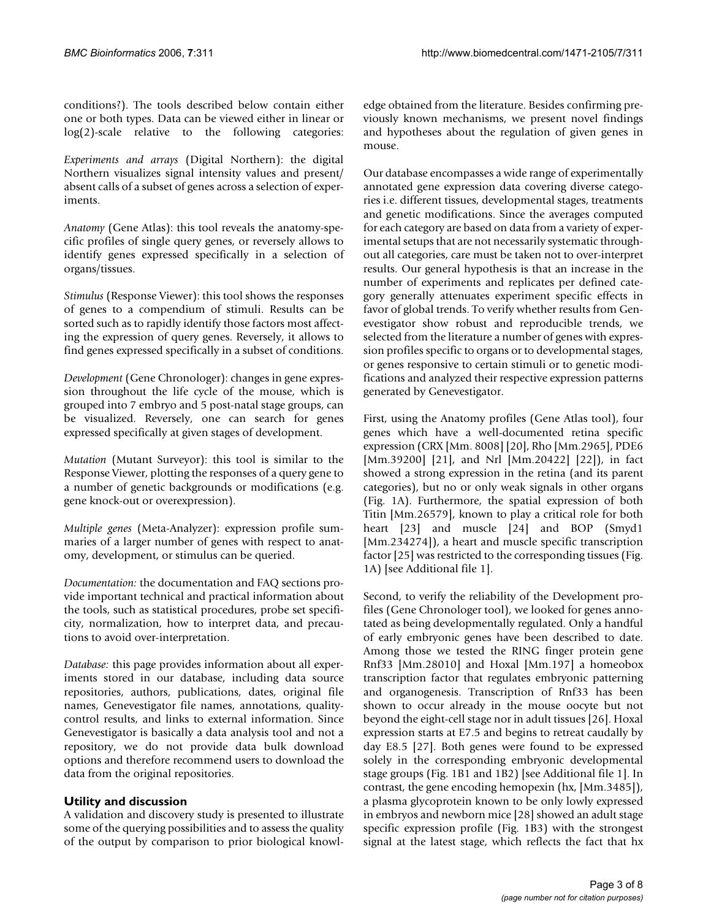conditions?). The tools described below contain either one or both types. Data can be viewed either in linear or log(2)-scale relative to the following categories:

*Experiments and arrays* (Digital Northern): the digital Northern visualizes signal intensity values and present/absent calls of a subset of genes across a selection of experiments.

*Anatomy* (Gene Atlas): this tool reveals the anatomy-specific profiles of single query genes, or reversely allows to identify genes expressed specifically in a selection of organs/tissues.

*Stimulus* (Response Viewer): this tool shows the responses of genes to a compendium of stimuli. Results can be sorted such as to rapidly identify those factors most affecting the expression of query genes. Reversely, it allows to find genes expressed specifically in a subset of conditions.

*Development* (Gene Chronologer): changes in gene expression throughout the life cycle of the mouse, which is grouped into 7 embryo and 5 post-natal stage groups, can be visualized. Reversely, one can search for genes expressed specifically at given stages of development.

*Mutation* (Mutant Surveyor): this tool is similar to the Response Viewer, plotting the responses of a query gene to a number of genetic backgrounds or modifications (e.g. gene knock-out or overexpression).

*Multiple genes* (Meta-Analyzer): expression profile summaries of a larger number of genes with respect to anatomy, development, or stimulus can be queried.

*Documentation:* the documentation and FAQ sections provide important technical and practical information about the tools, such as statistical procedures, probe set specificity, normalization, how to interpret data, and precautions to avoid over-interpretation.

*Database:* this page provides information about all experiments stored in our database, including data source repositories, authors, publications, dates, original file names, Genevestigator file names, annotations, quality-control results, and links to external information. Since Genevestigator is basically a data analysis tool and not a repository, we do not provide data bulk download options and therefore recommend users to download the data from the original repositories.

## Utility and discussion

A validation and discovery study is presented to illustrate some of the querying possibilities and to assess the quality of the output by comparison to prior biological knowledge obtained from the literature. Besides confirming previously known mechanisms, we present novel findings and hypotheses about the regulation of given genes in mouse.

Our database encompasses a wide range of experimentally annotated gene expression data covering diverse categories i.e. different tissues, developmental stages, treatments and genetic modifications. Since the averages computed for each category are based on data from a variety of experimental setups that are not necessarily systematic throughout all categories, care must be taken not to over-interpret results. Our general hypothesis is that an increase in the number of experiments and replicates per defined category generally attenuates experiment specific effects in favor of global trends. To verify whether results from Genevestigator show robust and reproducible trends, we selected from the literature a number of genes with expression profiles specific to organs or to developmental stages, or genes responsive to certain stimuli or to genetic modifications and analyzed their respective expression patterns generated by Genevestigator.

First, using the Anatomy profiles (Gene Atlas tool), four genes which have a well-documented retina specific expression (CRX [Mm. 8008] [20], Rho [Mm.2965], PDE6 [Mm.39200] [21], and Nrl [Mm.20422] [22]), in fact showed a strong expression in the retina (and its parent categories), but no or only weak signals in other organs (Fig. 1A). Furthermore, the spatial expression of both Titin [Mm.26579], known to play a critical role for both heart [23] and muscle [24] and BOP (Smyd1 [Mm.234274]), a heart and muscle specific transcription factor [25] was restricted to the corresponding tissues (Fig. 1A) [see Additional file 1].

Second, to verify the reliability of the Development profiles (Gene Chronologer tool), we looked for genes annotated as being developmentally regulated. Only a handful of early embryonic genes have been described to date. Among those we tested the RING finger protein gene Rnf33 [Mm.28010] and Hoxal [Mm.197] a homeobox transcription factor that regulates embryonic patterning and organogenesis. Transcription of Rnf33 has been shown to occur already in the mouse oocyte but not beyond the eight-cell stage nor in adult tissues [26]. Hoxal expression starts at E7.5 and begins to retreat caudally by day E8.5 [27]. Both genes were found to be expressed solely in the corresponding embryonic developmental stage groups (Fig. 1B1 and 1B2) [see Additional file 1]. In contrast, the gene encoding hemopexin (hx, [Mm.3485]), a plasma glycoprotein known to be only lowly expressed in embryos and newborn mice [28] showed an adult stage specific expression profile (Fig. 1B3) with the strongest signal at the latest stage, which reflects the fact that hx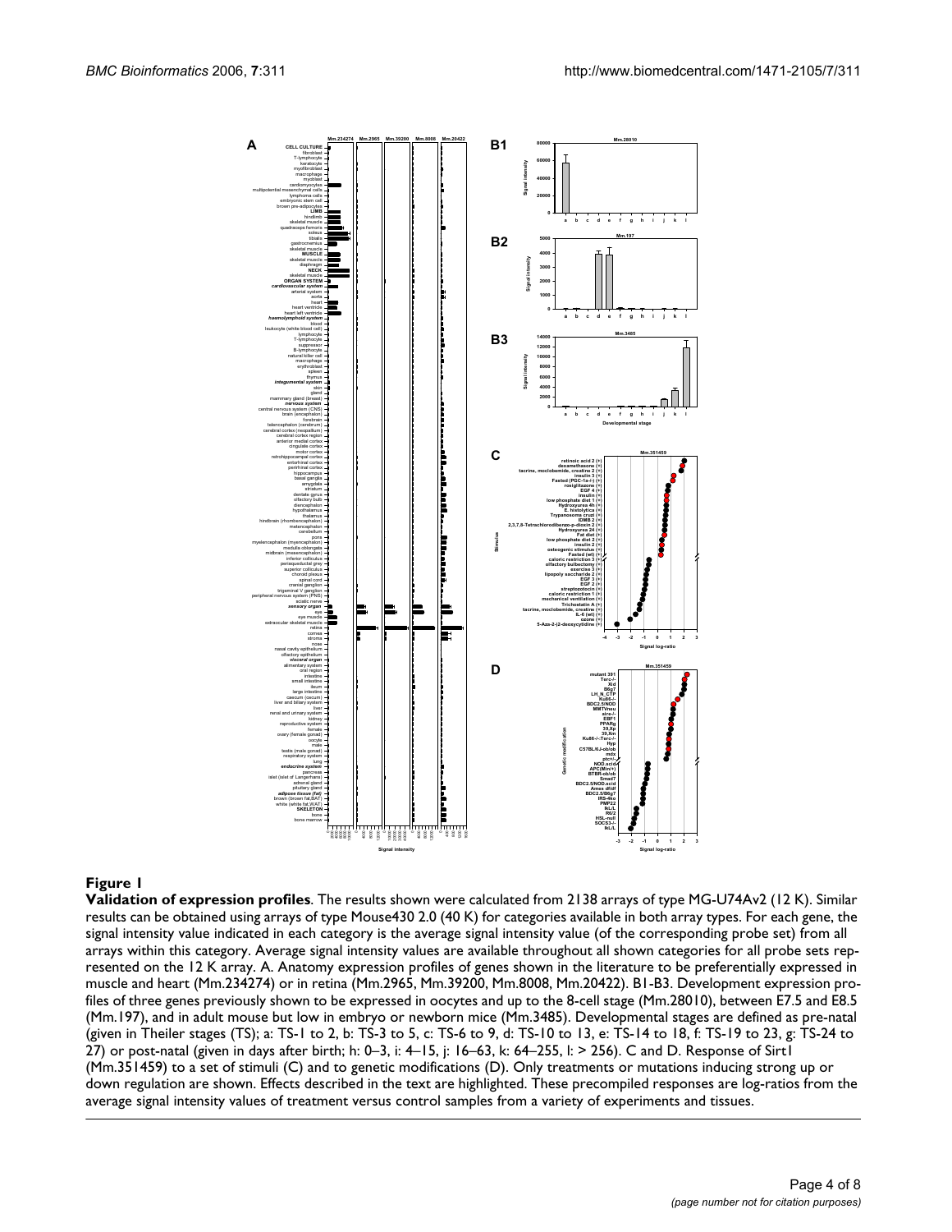**Figure 1**

**Validation of expression profiles**. The results shown were calculated from 2138 arrays of type MG-U74Av2 (12 K). Similar results can be obtained using arrays of type Mouse430 2.0 (40 K) for categories available in both array types. For each gene, the signal intensity value indicated in each category is the average signal intensity value (of the corresponding probe set) from all arrays within this category. Average signal intensity values are available throughout all shown categories for all probe sets represented on the 12 K array. A. Anatomy expression profiles of genes shown in the literature to be preferentially expressed in muscle and heart (Mm.234274) or in retina (Mm.2965, Mm.39200, Mm.8008, Mm.20422). B1-B3. Development expression profiles of three genes previously shown to be expressed in oocytes and up to the 8-cell stage (Mm.28010), between E7.5 and E8.5 (Mm.197), and in adult mouse but low in embryo or newborn mice (Mm.3485). Developmental stages are defined as pre-natal (given in Theiler stages (TS); a: TS-1 to 2, b: TS-3 to 5, c: TS-6 to 9, d: TS-10 to 13, e: TS-14 to 18, f: TS-19 to 23, g: TS-24 to 27) or post-natal (given in days after birth; h: 0–3, i: 4–15, j: 16–63, k: 64–255, l: > 256). C and D. Response of Sirt1 (Mm.351459) to a set of stimuli (C) and to genetic modifications (D). Only treatments or mutations inducing strong up or down regulation are shown. Effects described in the text are highlighted. These precompiled responses are log-ratios from the average signal intensity values of treatment versus control samples from a variety of experiments and tissues.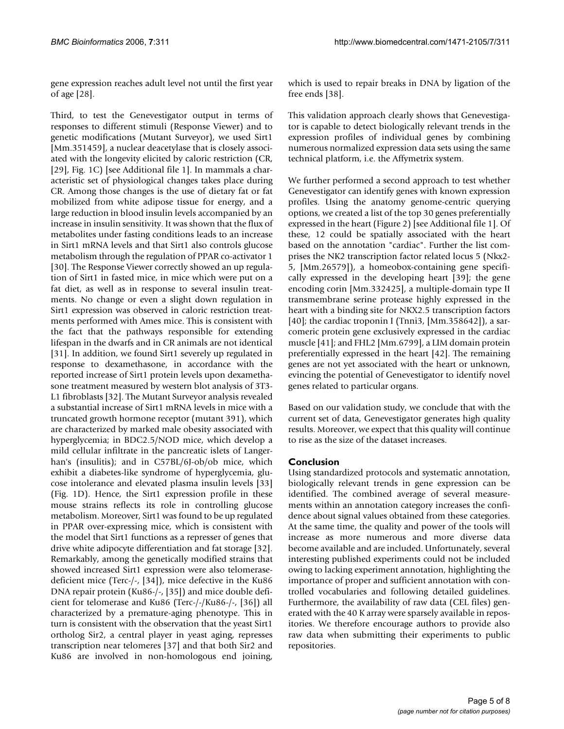gene expression reaches adult level not until the first year of age [28].

Third, to test the Genevestigator output in terms of responses to different stimuli (Response Viewer) and to genetic modifications (Mutant Surveyor), we used Sirt1 [Mm.351459], a nuclear deacetylase that is closely associated with the longevity elicited by caloric restriction (CR, [29], Fig. 1C) [see Additional file 1]. In mammals a characteristic set of physiological changes takes place during CR. Among those changes is the use of dietary fat or fat mobilized from white adipose tissue for energy, and a large reduction in blood insulin levels accompanied by an increase in insulin sensitivity. It was shown that the flux of metabolites under fasting conditions leads to an increase in Sirt1 mRNA levels and that Sirt1 also controls glucose metabolism through the regulation of PPAR co-activator 1 [30]. The Response Viewer correctly showed an up regulation of Sirt1 in fasted mice, in mice which were put on a fat diet, as well as in response to several insulin treatments. No change or even a slight down regulation in Sirt1 expression was observed in caloric restriction treatments performed with Ames mice. This is consistent with the fact that the pathways responsible for extending lifespan in the dwarfs and in CR animals are not identical [31]. In addition, we found Sirt1 severely up regulated in response to dexamethasone, in accordance with the reported increase of Sirt1 protein levels upon dexamethasone treatment measured by western blot analysis of 3T3-L1 fibroblasts [32]. The Mutant Surveyor analysis revealed a substantial increase of Sirt1 mRNA levels in mice with a truncated growth hormone receptor (mutant 391), which are characterized by marked male obesity associated with hyperglycemia; in BDC2.5/NOD mice, which develop a mild cellular infiltrate in the pancreatic islets of Langerhan's (insulitis); and in C57BL/6J-ob/ob mice, which exhibit a diabetes-like syndrome of hyperglycemia, glucose intolerance and elevated plasma insulin levels [33] (Fig. 1D). Hence, the Sirt1 expression profile in these mouse strains reflects its role in controlling glucose metabolism. Moreover, Sirt1 was found to be up regulated in PPAR over-expressing mice, which is consistent with the model that Sirt1 functions as a represser of genes that drive white adipocyte differentiation and fat storage [32]. Remarkably, among the genetically modified strains that showed increased Sirt1 expression were also telomerase-deficient mice (Terc-/-, [34]), mice defective in the Ku86 DNA repair protein (Ku86-/-, [35]) and mice double deficient for telomerase and Ku86 (Terc-/-/Ku86-/-, [36]) all characterized by a premature-aging phenotype. This in turn is consistent with the observation that the yeast Sirt1 ortholog Sir2, a central player in yeast aging, represses transcription near telomeres [37] and that both Sir2 and Ku86 are involved in non-homologous end joining, which is used to repair breaks in DNA by ligation of the free ends [38].

This validation approach clearly shows that Genevestigator is capable to detect biologically relevant trends in the expression profiles of individual genes by combining numerous normalized expression data sets using the same technical platform, i.e. the Affymetrix system.

We further performed a second approach to test whether Genevestigator can identify genes with known expression profiles. Using the anatomy genome-centric querying options, we created a list of the top 30 genes preferentially expressed in the heart (Figure 2) [see Additional file 1]. Of these, 12 could be spatially associated with the heart based on the annotation "cardiac". Further the list comprises the NK2 transcription factor related locus 5 (Nkx2-5, [Mm.26579]), a homeobox-containing gene specifically expressed in the developing heart [39]; the gene encoding corin [Mm.332425], a multiple-domain type II transmembrane serine protease highly expressed in the heart with a binding site for NKX2.5 transcription factors [40]; the cardiac troponin I (Tnni3, [Mm.358642]), a sarcomeric protein gene exclusively expressed in the cardiac muscle [41]; and FHL2 [Mm.6799], a LIM domain protein preferentially expressed in the heart [42]. The remaining genes are not yet associated with the heart or unknown, evincing the potential of Genevestigator to identify novel genes related to particular organs.

Based on our validation study, we conclude that with the current set of data, Genevestigator generates high quality results. Moreover, we expect that this quality will continue to rise as the size of the dataset increases.

## Conclusion

Using standardized protocols and systematic annotation, biologically relevant trends in gene expression can be identified. The combined average of several measurements within an annotation category increases the confidence about signal values obtained from these categories. At the same time, the quality and power of the tools will increase as more numerous and more diverse data become available and are included. Unfortunately, several interesting published experiments could not be included owing to lacking experiment annotation, highlighting the importance of proper and sufficient annotation with controlled vocabularies and following detailed guidelines. Furthermore, the availability of raw data (CEL files) generated with the 40 K array were sparsely available in repositories. We therefore encourage authors to provide also raw data when submitting their experiments to public repositories.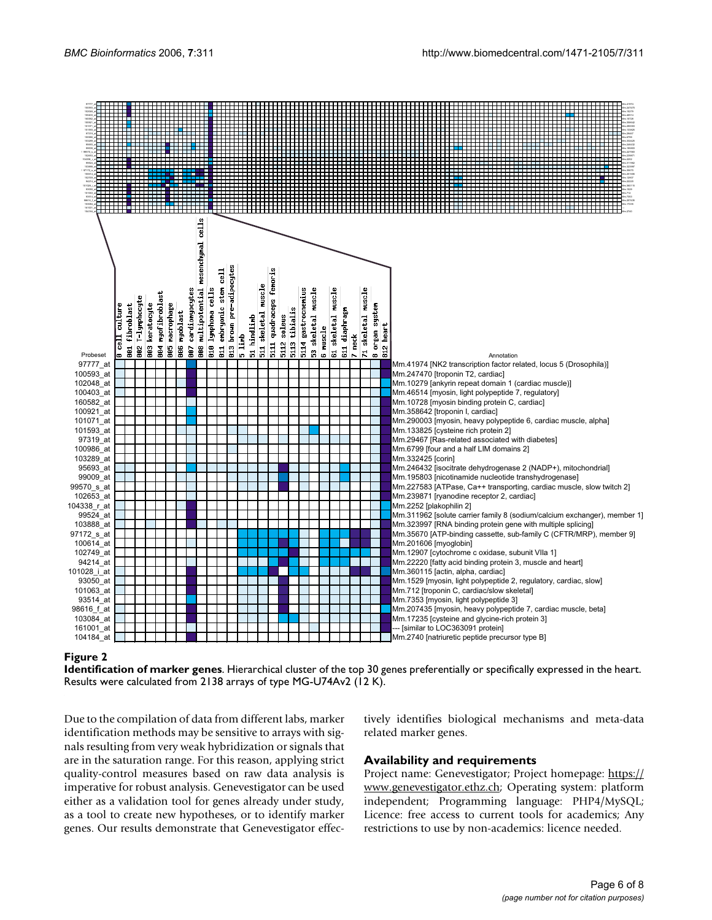**Figure 2**

**Identification of marker genes**. Hierarchical cluster of the top 30 genes preferentially or specifically expressed in the heart. Results were calculated from 2138 arrays of type MG-U74Av2 (12 K).

Due to the compilation of data from different labs, marker identification methods may be sensitive to arrays with signals resulting from very weak hybridization or signals that are in the saturation range. For this reason, applying strict quality-control measures based on raw data analysis is imperative for robust analysis. Genevestigator can be used either as a validation tool for genes already under study, as a tool to create new hypotheses, or to identify marker genes. Our results demonstrate that Genevestigator effectively identifies biological mechanisms and meta-data related marker genes.

## Availability and requirements

Project name: Genevestigator; Project homepage: https://www.genevestigator.ethz.ch; Operating system: platform independent; Programming language: PHP4/MySQL; Licence: free access to current tools for academics; Any restrictions to use by non-academics: licence needed.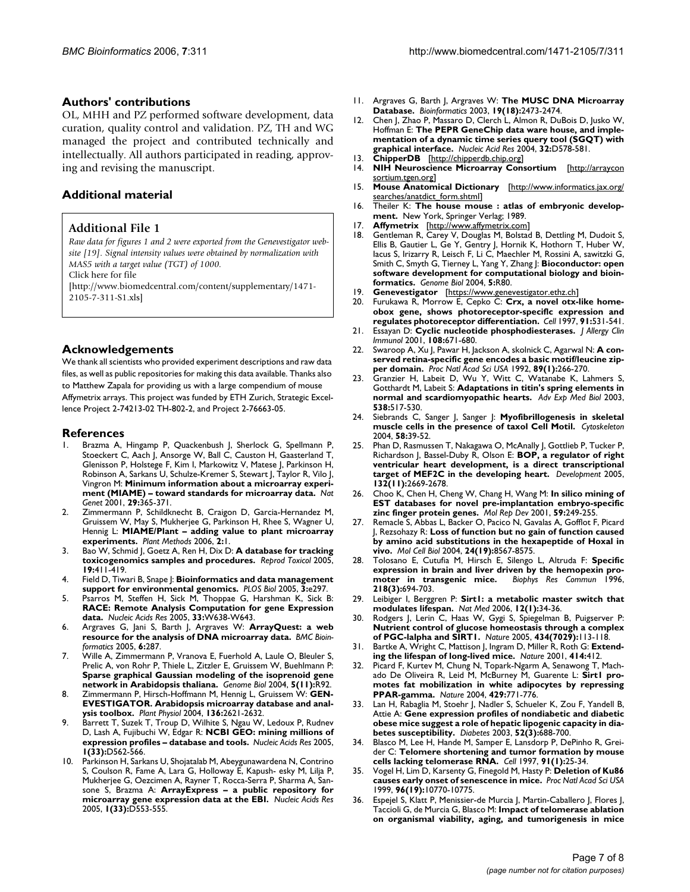## Authors' contributions

OL, MHH and PZ performed software development, data curation, quality control and validation. PZ, TH and WG managed the project and contributed technically and intellectually. All authors participated in reading, approving and revising the manuscript.

## Additional material

### Additional File 1

*Raw data for figures 1 and 2 were exported from the Genevestigator website [19]. Signal intensity values were obtained by normalization with MAS5 with a target value (TGT) of 1000.*
Click here for file
[http://www.biomedcentral.com/content/supplementary/1471-2105-7-311-S1.xls]

## Acknowledgements

We thank all scientists who provided experiment descriptions and raw data files, as well as public repositories for making this data available. Thanks also to Matthew Zapala for providing us with a large compendium of mouse Affymetrix arrays. This project was funded by ETH Zurich, Strategic Excellence Project 2-74213-02 TH-802-2, and Project 2-76663-05.

## References

1. Brazma A, Hingamp P, Quackenbush J, Sherlock G, Spellmann P, Stoeckert C, Aach J, Ansorge W, Ball C, Causton H, Gaasterland T, Glenisson P, Holstege F, Kim I, Markowitz V, Matese J, Parkinson H, Robinson A, Sarkans U, Schulze-Kremer S, Stewart J, Taylor R, Vilo J, Vingron M: **Minimum information about a microarray experiment (MIAME) – toward standards for microarray data.** *Nat Genet* 2001, **29:**365-371.
2. Zimmermann P, Schildknecht B, Craigon D, Garcia-Hernandez M, Gruissem W, May S, Mukherjee G, Parkinson H, Rhee S, Wagner U, Hennig L: **MIAME/Plant – adding value to plant microarray experiments.** *Plant Methods* 2006, **2:**1.
3. Bao W, Schmid J, Goetz A, Ren H, Dix D: **A database for tracking toxicogenomics samples and procedures.** *Reprod Toxicol* 2005, **19:**411-419.
4. Field D, Tiwari B, Snape J: **Bioinformatics and data management support for environmental genomics.** *PLOS Biol* 2005, **3:**e297.
5. Psarros M, Steffen H, Sick M, Thoppae G, Harshman K, Sick B: **RACE: Remote Analysis Computation for gene Expression data.** *Nucleic Acids Res* 2005, **33:**W638-W643.
6. Argraves G, Jani S, Barth J, Argraves W: **ArrayQuest: a web resource for the analysis of DNA microarray data.** *BMC Bioinformatics* 2005, **6:**287.
7. Wille A, Zimmermann P, Vranova E, Fuerhold A, Laule O, Bleuler S, Prelic A, von Rohr P, Thiele L, Zitzler E, Gruissem W, Buehlmann P: **Sparse graphical Gaussian modeling of the isoprenoid gene network in Arabidopsis thaliana.** *Genome Biol* 2004, **5(11):**R92.
8. Zimmermann P, Hirsch-Hoffmann M, Hennig L, Gruissem W: **GENEVESTIGATOR. Arabidopsis microarray database and analysis toolbox.** *Plant Physiol* 2004, **136:**2621-2632.
9. Barrett T, Suzek T, Troup D, Wilhite S, Ngau W, Ledoux P, Rudnev D, Lash A, Fujibuchi W, Edgar R: **NCBI GEO: mining millions of expression profiles – database and tools.** *Nucleic Acids Res* 2005, **1(33):**D562-566.
10. Parkinson H, Sarkans U, Shojatalab M, Abeygunawardena N, Contrino S, Coulson R, Fame A, Lara G, Holloway E, Kapush- esky M, Lilja P, Mukherjee G, Oezcimen A, Rayner T, Rocca-Serra P, Sharma A, Sansone S, Brazma A: **ArrayExpress – a public repository for microarray gene expression data at the EBI.** *Nucleic Acids Res* 2005, **1(33):**D553-555.
11. Argraves G, Barth J, Argraves W: **The MUSC DNA Microarray Database.** *Bioinformatics* 2003, **19(18):**2473-2474.
12. Chen J, Zhao P, Massaro D, Clerch L, Almon R, DuBois D, Jusko W, Hoffman E: **The PEPR GeneChip data ware house, and implementation of a dynamic time series query tool (SGQT) with graphical interface.** *Nucleic Acid Res* 2004, **32:**D578-581.
13. **ChipperDB** [http://chipperdb.chip.org]
14. **NIH Neuroscience Microarray Consortium** [http://arrayconsortium.tgen.org]
15. **Mouse Anatomical Dictionary** [http://www.informatics.jax.org/searches/anatdict_form.shtml]
16. Theiler K: **The house mouse : atlas of embryonic development.** New York, Springer Verlag; 1989.
17. **Affymetrix** [http://www.affymetrix.com]
18. Gentleman R, Carey V, Douglas M, Bolstad B, Dettling M, Dudoit S, Ellis B, Gautier L, Ge Y, Gentry J, Hornik K, Hothorn T, Huber W, Iacus S, Irizarry R, Leisch F, Li C, Maechler M, Rossini A, sawitzki G, Smith C, Smyth G, Tierney L, Yang Y, Zhang J: **Bioconductor: open software development for computational biology and bioinformatics.** *Genome Biol* 2004, **5:**R80.
19. **Genevestigator** [https://www.genevestigator.ethz.ch]
20. Furukawa R, Morrow E, Cepko C: **Crx, a novel otx-like homeobox gene, shows photoreceptor-specific expression and regulates photoreceptor differentiation.** *Cell* 1997, **91:**531-541.
21. Essayan D: **Cyclic nucleotide phosphodiesterases.** *J Allergy Clin Immunol* 2001, **108:**671-680.
22. Swaroop A, Xu J, Pawar H, Jackson A, skolnick C, Agarwal N: **A conserved retina-specific gene encodes a basic motif/leucine zipper domain.** *Proc Natl Acad Sci USA* 1992, **89(1):**266-270.
23. Granzier H, Labeit D, Wu Y, Witt C, Watanabe K, Lahmers S, Gotthardt M, Labeit S: **Adaptations in titin's spring elements in normal and scardiomyopathic hearts.** *Adv Exp Med Biol* 2003, **538:**517-530.
24. Siebrands C, Sanger J, Sanger J: **Myofibrillogenesis in skeletal muscle cells in the presence of taxol Cell Motil.** *Cytoskeleton* 2004, **58:**39-52.
25. Phan D, Rasmussen T, Nakagawa O, McAnally J, Gottlieb P, Tucker P, Richardson J, Bassel-Duby R, Olson E: **BOP, a regulator of right ventricular heart development, is a direct transcriptional target of MEF2C in the developing heart.** *Development* 2005, **132(11):**2669-2678.
26. Choo K, Chen H, Cheng W, Chang H, Wang M: **In silico mining of EST databases for novel pre-implantation embryo-specific zinc finger protein genes.** *Mol Rep Dev* 2001, **59:**249-255.
27. Remacle S, Abbas L, Backer O, Pacico N, Gavalas A, Gofflot F, Picard J, Rezsohazy R: **Loss of function but no gain of function caused by amino acid substitutions in the hexapeptide of Hoxal in vivo.** *Mol Cell Biol* 2004, **24(19):**8567-8575.
28. Tolosano E, Cutufia M, Hirsch E, Silengo L, Altruda F: **Specific expression in brain and liver driven by the hemopexin promoter in transgenic mice.** *Biophys Res Commun* 1996, **218(3):**694-703.
29. Leibiger I, Berggren P: **Sirt1: a metabolic master switch that modulates lifespan.** *Nat Med* 2006, **12(1):**34-36.
30. Rodgers J, Lerin C, Haas W, Gygi S, Spiegelman B, Puigserver P: **Nutrient control of glucose homeostasis through a complex of PGC-lalpha and SIRT1.** *Nature* 2005, **434(7029):**113-118.
31. Bartke A, Wright C, Mattison J, Ingram D, Miller R, Roth G: **Extending the lifespan of long-lived mice.** *Nature* 2001, **414:**412.
32. Picard F, Kurtev M, Chung N, Topark-Ngarm A, Senawong T, Machado De Oliveira R, Leid M, McBurney M, Guarente L: **Sirt1 promotes fat mobilization in white adipocytes by repressing PPAR-gamma.** *Nature* 2004, **429:**771-776.
33. Lan H, Rabaglia M, Stoehr J, Nadler S, Schueler K, Zou F, Yandell B, Attie A: **Gene expression profiles of nondiabetic and diabetic obese mice suggest a role of hepatic lipogenic capacity in diabetes susceptibility.** *Diabetes* 2003, **52(3):**688-700.
34. Blasco M, Lee H, Hande M, Samper E, Lansdorp P, DePinho R, Greider C: **Telomere shortening and tumor formation by mouse cells lacking telomerase RNA.** *Cell* 1997, **91(1):**25-34.
35. Vogel H, Lim D, Karsenty G, Finegold M, Hasty P: **Deletion of Ku86 causes early onset of senescence in mice.** *Proc Natl Acad Sci USA* 1999, **96(19):**10770-10775.
36. Espejel S, Klatt P, Menissier-de Murcia J, Martin-Caballero J, Flores J, Taccioli G, de Murcia G, Blasco M: **Impact of telomerase ablation on organismal viability, aging, and tumorigenesis in mice**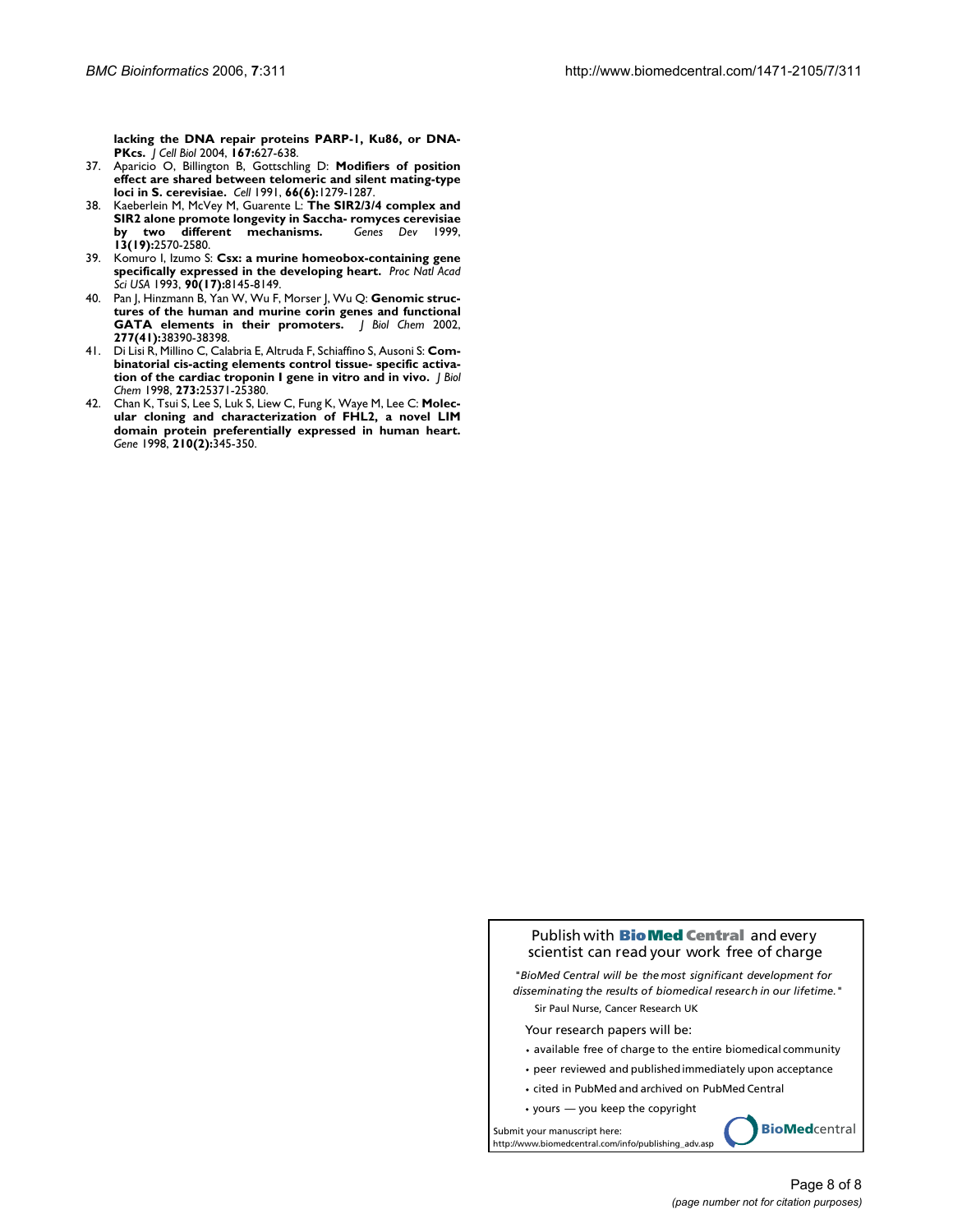lacking the DNA repair proteins PARP-1, Ku86, or DNA-PKcs. *J Cell Biol* 2004, **167:**627-638.

37. Aparicio O, Billington B, Gottschling D: **Modifiers of position effect are shared between telomeric and silent mating-type loci in S. cerevisiae.** *Cell* 1991, **66(6):**1279-1287.
38. Kaeberlein M, McVey M, Guarente L: **The SIR2/3/4 complex and SIR2 alone promote longevity in Saccha- romyces cerevisiae by two different mechanisms.** *Genes Dev* 1999, **13(19):**2570-2580.
39. Komuro I, Izumo S: **Csx: a murine homeobox-containing gene specifically expressed in the developing heart.** *Proc Natl Acad Sci USA* 1993, **90(17):**8145-8149.
40. Pan J, Hinzmann B, Yan W, Wu F, Morser J, Wu Q: **Genomic structures of the human and murine corin genes and functional GATA elements in their promoters.** *J Biol Chem* 2002, **277(41):**38390-38398.
41. Di Lisi R, Millino C, Calabria E, Altruda F, Schiaffino S, Ausoni S: **Combinatorial cis-acting elements control tissue- specific activation of the cardiac troponin I gene in vitro and in vivo.** *J Biol Chem* 1998, **273:**25371-25380.
42. Chan K, Tsui S, Lee S, Luk S, Liew C, Fung K, Waye M, Lee C: **Molecular cloning and characterization of FHL2, a novel LIM domain protein preferentially expressed in human heart.** *Gene* 1998, **210(2):**345-350.

Publish with **BioMed Central** and every scientist can read your work free of charge

*"BioMed Central will be the most significant development for disseminating the results of biomedical research in our lifetime."*

Sir Paul Nurse, Cancer Research UK

Your research papers will be:

- available free of charge to the entire biomedical community
- peer reviewed and published immediately upon acceptance
- cited in PubMed and archived on PubMed Central
- yours — you keep the copyright

Submit your manuscript here:
http://www.biomedcentral.com/info/publishing_adv.asp

**BioMed**central